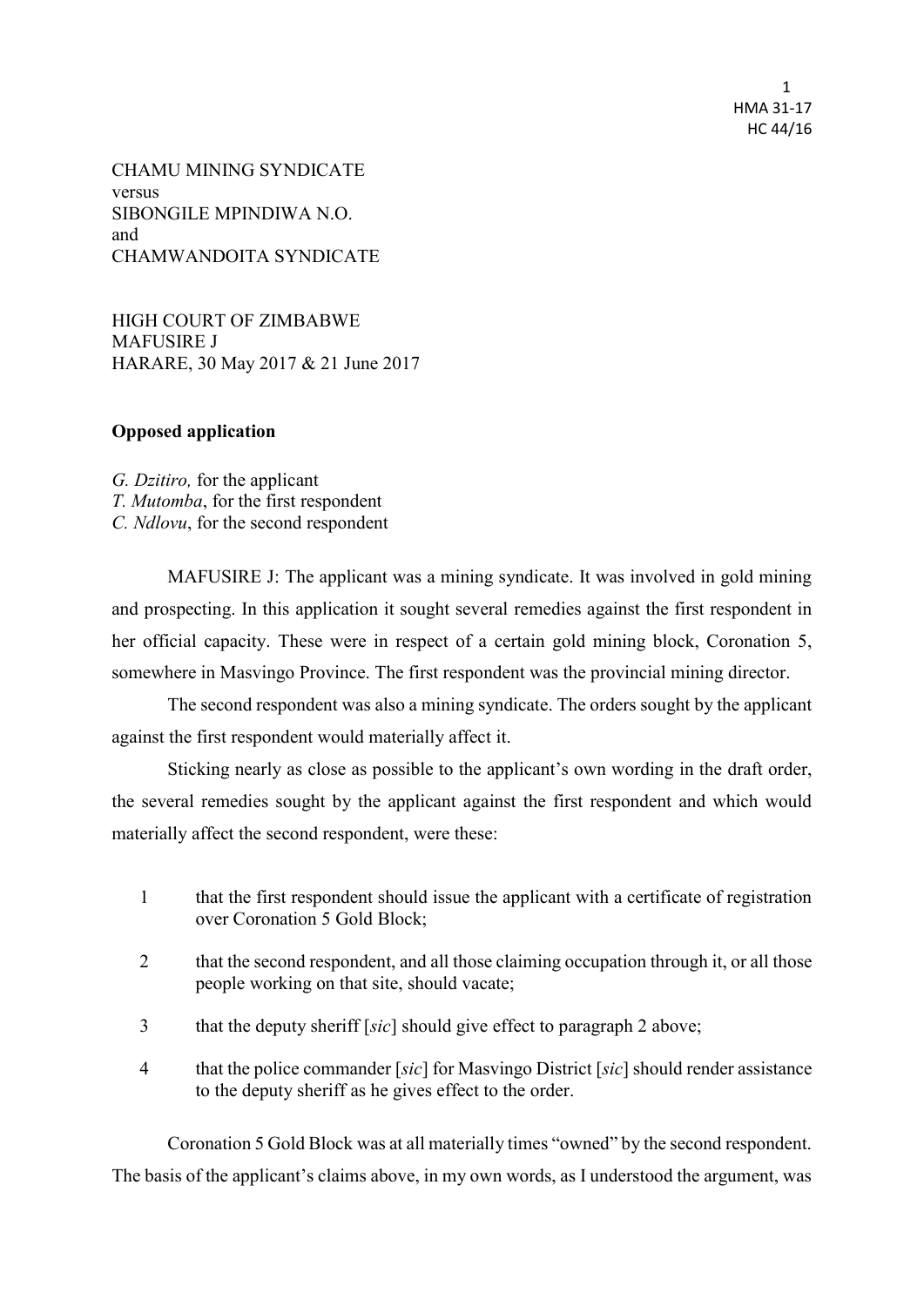CHAMU MINING SYNDICATE
versus
SIBONGILE MPINDIWA N.O.
and
CHAMWANDOITA SYNDICATE

HIGH COURT OF ZIMBABWE
MAFUSIRE J
HARARE, 30 May 2017 & 21 June 2017

**Opposed application**

*G. Dzitiro,* for the applicant
*T. Mutomba*, for the first respondent
*C. Ndlovu*, for the second respondent

MAFUSIRE J: The applicant was a mining syndicate. It was involved in gold mining and prospecting. In this application it sought several remedies against the first respondent in her official capacity. These were in respect of a certain gold mining block, Coronation 5, somewhere in Masvingo Province. The first respondent was the provincial mining director.

The second respondent was also a mining syndicate. The orders sought by the applicant against the first respondent would materially affect it.

Sticking nearly as close as possible to the applicant's own wording in the draft order, the several remedies sought by the applicant against the first respondent and which would materially affect the second respondent, were these:

1. that the first respondent should issue the applicant with a certificate of registration over Coronation 5 Gold Block;
2. that the second respondent, and all those claiming occupation through it, or all those people working on that site, should vacate;
3. that the deputy sheriff [*sic*] should give effect to paragraph 2 above;
4. that the police commander [*sic*] for Masvingo District [*sic*] should render assistance to the deputy sheriff as he gives effect to the order.

Coronation 5 Gold Block was at all materially times "owned" by the second respondent. The basis of the applicant's claims above, in my own words, as I understood the argument, was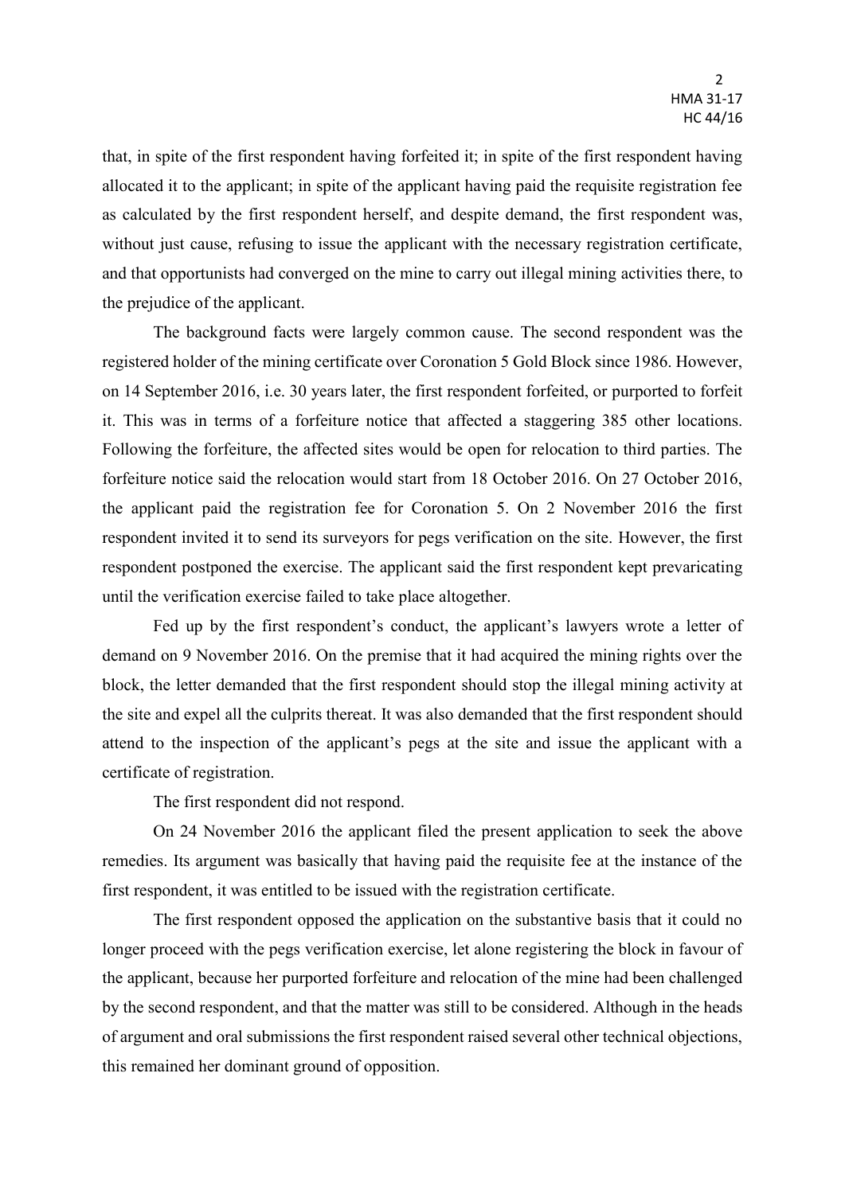that, in spite of the first respondent having forfeited it; in spite of the first respondent having allocated it to the applicant; in spite of the applicant having paid the requisite registration fee as calculated by the first respondent herself, and despite demand, the first respondent was, without just cause, refusing to issue the applicant with the necessary registration certificate, and that opportunists had converged on the mine to carry out illegal mining activities there, to the prejudice of the applicant.

The background facts were largely common cause. The second respondent was the registered holder of the mining certificate over Coronation 5 Gold Block since 1986. However, on 14 September 2016, i.e. 30 years later, the first respondent forfeited, or purported to forfeit it. This was in terms of a forfeiture notice that affected a staggering 385 other locations. Following the forfeiture, the affected sites would be open for relocation to third parties. The forfeiture notice said the relocation would start from 18 October 2016. On 27 October 2016, the applicant paid the registration fee for Coronation 5. On 2 November 2016 the first respondent invited it to send its surveyors for pegs verification on the site. However, the first respondent postponed the exercise. The applicant said the first respondent kept prevaricating until the verification exercise failed to take place altogether.

Fed up by the first respondent's conduct, the applicant's lawyers wrote a letter of demand on 9 November 2016. On the premise that it had acquired the mining rights over the block, the letter demanded that the first respondent should stop the illegal mining activity at the site and expel all the culprits thereat. It was also demanded that the first respondent should attend to the inspection of the applicant's pegs at the site and issue the applicant with a certificate of registration.

The first respondent did not respond.

On 24 November 2016 the applicant filed the present application to seek the above remedies. Its argument was basically that having paid the requisite fee at the instance of the first respondent, it was entitled to be issued with the registration certificate.

The first respondent opposed the application on the substantive basis that it could no longer proceed with the pegs verification exercise, let alone registering the block in favour of the applicant, because her purported forfeiture and relocation of the mine had been challenged by the second respondent, and that the matter was still to be considered. Although in the heads of argument and oral submissions the first respondent raised several other technical objections, this remained her dominant ground of opposition.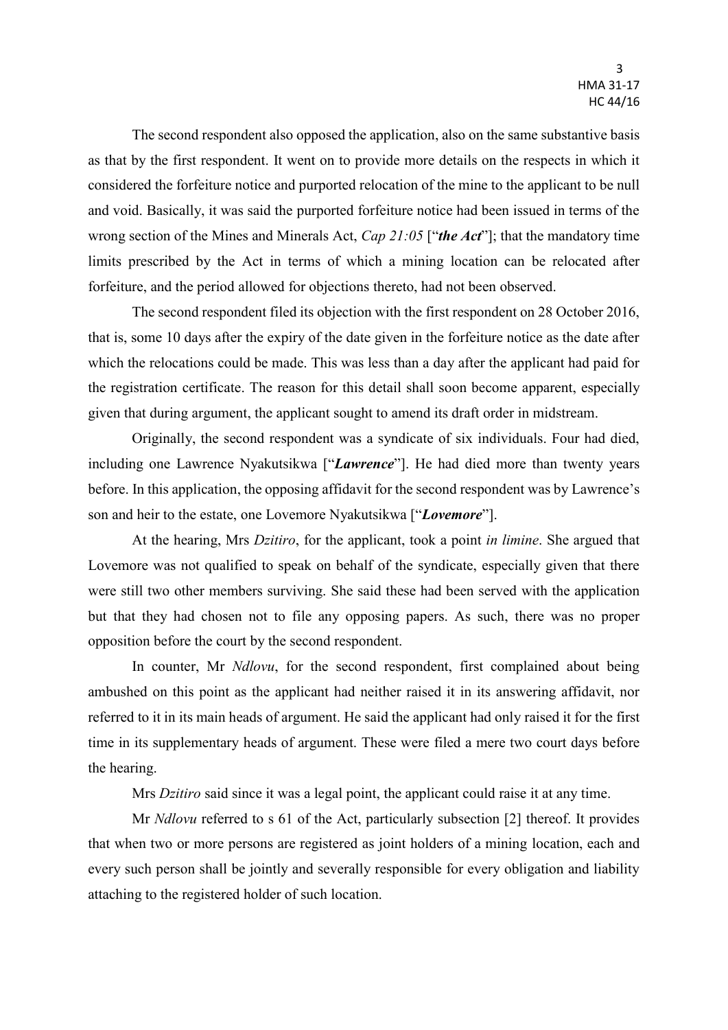The second respondent also opposed the application, also on the same substantive basis as that by the first respondent. It went on to provide more details on the respects in which it considered the forfeiture notice and purported relocation of the mine to the applicant to be null and void. Basically, it was said the purported forfeiture notice had been issued in terms of the wrong section of the Mines and Minerals Act, *Cap 21:05* ["***the Act***"]; that the mandatory time limits prescribed by the Act in terms of which a mining location can be relocated after forfeiture, and the period allowed for objections thereto, had not been observed.

The second respondent filed its objection with the first respondent on 28 October 2016, that is, some 10 days after the expiry of the date given in the forfeiture notice as the date after which the relocations could be made. This was less than a day after the applicant had paid for the registration certificate. The reason for this detail shall soon become apparent, especially given that during argument, the applicant sought to amend its draft order in midstream.

Originally, the second respondent was a syndicate of six individuals. Four had died, including one Lawrence Nyakutsikwa ["***Lawrence***"]. He had died more than twenty years before. In this application, the opposing affidavit for the second respondent was by Lawrence's son and heir to the estate, one Lovemore Nyakutsikwa ["***Lovemore***"].

At the hearing, Mrs *Dzitiro*, for the applicant, took a point *in limine*. She argued that Lovemore was not qualified to speak on behalf of the syndicate, especially given that there were still two other members surviving. She said these had been served with the application but that they had chosen not to file any opposing papers. As such, there was no proper opposition before the court by the second respondent.

In counter, Mr *Ndlovu*, for the second respondent, first complained about being ambushed on this point as the applicant had neither raised it in its answering affidavit, nor referred to it in its main heads of argument. He said the applicant had only raised it for the first time in its supplementary heads of argument. These were filed a mere two court days before the hearing.

Mrs *Dzitiro* said since it was a legal point, the applicant could raise it at any time.

Mr *Ndlovu* referred to s 61 of the Act, particularly subsection [2] thereof. It provides that when two or more persons are registered as joint holders of a mining location, each and every such person shall be jointly and severally responsible for every obligation and liability attaching to the registered holder of such location.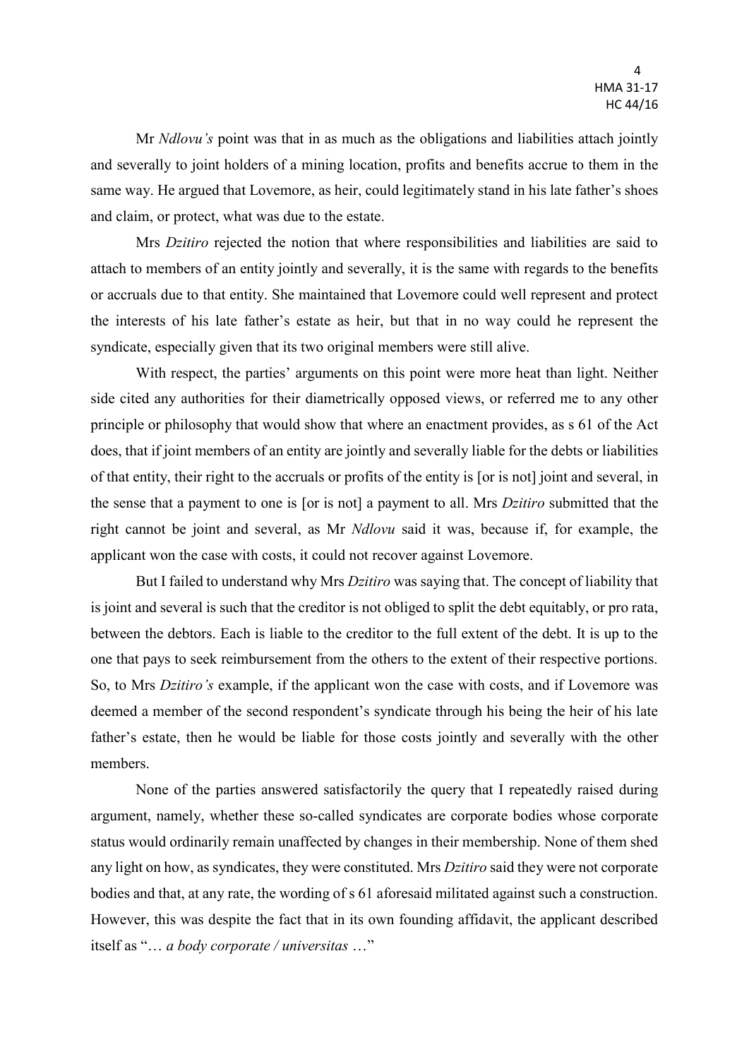Mr *Ndlovu's* point was that in as much as the obligations and liabilities attach jointly and severally to joint holders of a mining location, profits and benefits accrue to them in the same way. He argued that Lovemore, as heir, could legitimately stand in his late father's shoes and claim, or protect, what was due to the estate.

Mrs *Dzitiro* rejected the notion that where responsibilities and liabilities are said to attach to members of an entity jointly and severally, it is the same with regards to the benefits or accruals due to that entity. She maintained that Lovemore could well represent and protect the interests of his late father's estate as heir, but that in no way could he represent the syndicate, especially given that its two original members were still alive.

With respect, the parties' arguments on this point were more heat than light. Neither side cited any authorities for their diametrically opposed views, or referred me to any other principle or philosophy that would show that where an enactment provides, as s 61 of the Act does, that if joint members of an entity are jointly and severally liable for the debts or liabilities of that entity, their right to the accruals or profits of the entity is [or is not] joint and several, in the sense that a payment to one is [or is not] a payment to all. Mrs *Dzitiro* submitted that the right cannot be joint and several, as Mr *Ndlovu* said it was, because if, for example, the applicant won the case with costs, it could not recover against Lovemore.

But I failed to understand why Mrs *Dzitiro* was saying that. The concept of liability that is joint and several is such that the creditor is not obliged to split the debt equitably, or pro rata, between the debtors. Each is liable to the creditor to the full extent of the debt. It is up to the one that pays to seek reimbursement from the others to the extent of their respective portions. So, to Mrs *Dzitiro's* example, if the applicant won the case with costs, and if Lovemore was deemed a member of the second respondent's syndicate through his being the heir of his late father's estate, then he would be liable for those costs jointly and severally with the other members.

None of the parties answered satisfactorily the query that I repeatedly raised during argument, namely, whether these so-called syndicates are corporate bodies whose corporate status would ordinarily remain unaffected by changes in their membership. None of them shed any light on how, as syndicates, they were constituted. Mrs *Dzitiro* said they were not corporate bodies and that, at any rate, the wording of s 61 aforesaid militated against such a construction. However, this was despite the fact that in its own founding affidavit, the applicant described itself as "… *a body corporate / universitas* …"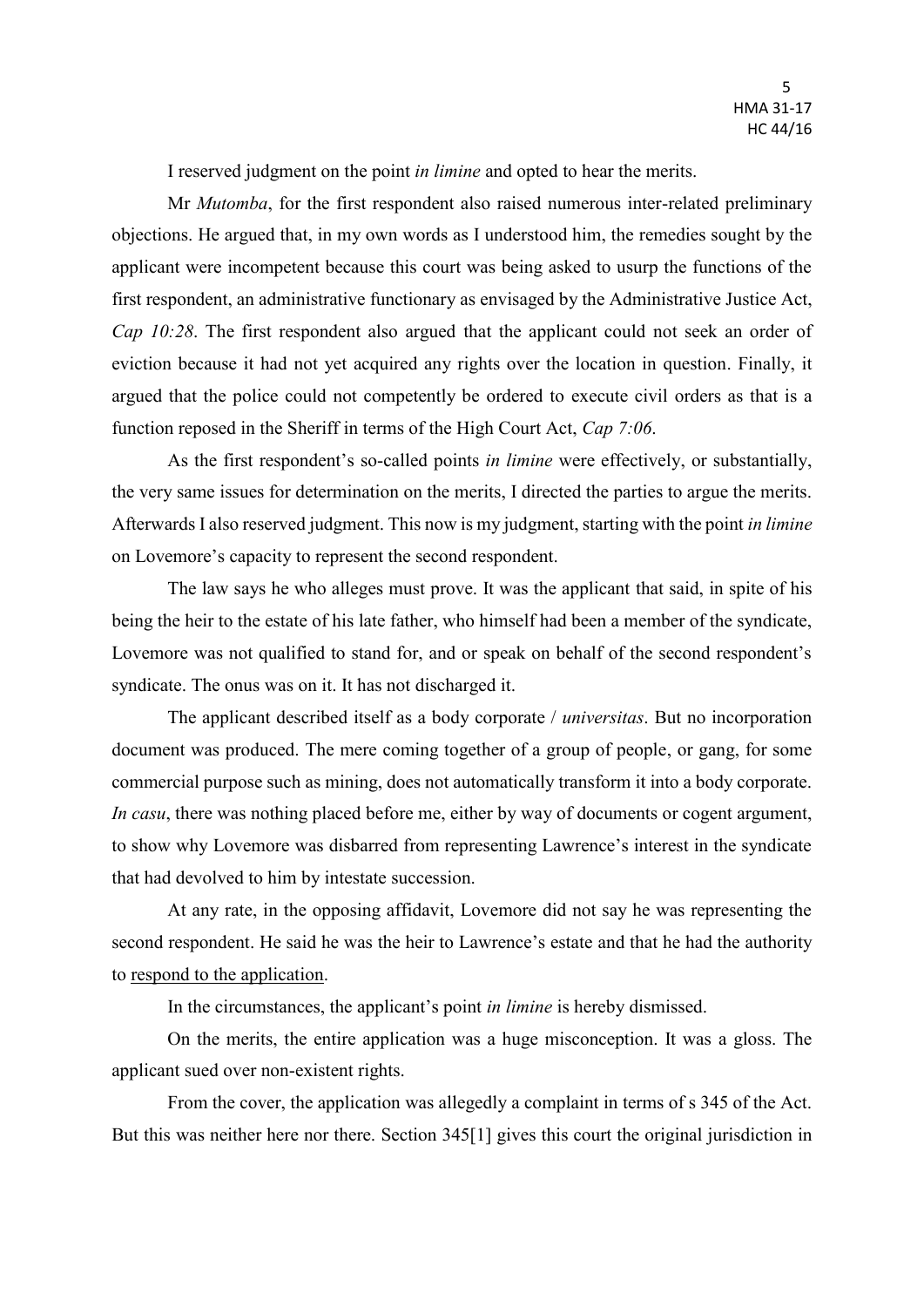I reserved judgment on the point *in limine* and opted to hear the merits.

Mr *Mutomba*, for the first respondent also raised numerous inter-related preliminary objections. He argued that, in my own words as I understood him, the remedies sought by the applicant were incompetent because this court was being asked to usurp the functions of the first respondent, an administrative functionary as envisaged by the Administrative Justice Act, *Cap 10:28*. The first respondent also argued that the applicant could not seek an order of eviction because it had not yet acquired any rights over the location in question. Finally, it argued that the police could not competently be ordered to execute civil orders as that is a function reposed in the Sheriff in terms of the High Court Act, *Cap 7:06*.

As the first respondent's so-called points *in limine* were effectively, or substantially, the very same issues for determination on the merits, I directed the parties to argue the merits. Afterwards I also reserved judgment. This now is my judgment, starting with the point *in limine* on Lovemore's capacity to represent the second respondent.

The law says he who alleges must prove. It was the applicant that said, in spite of his being the heir to the estate of his late father, who himself had been a member of the syndicate, Lovemore was not qualified to stand for, and or speak on behalf of the second respondent's syndicate. The onus was on it. It has not discharged it.

The applicant described itself as a body corporate / *universitas*. But no incorporation document was produced. The mere coming together of a group of people, or gang, for some commercial purpose such as mining, does not automatically transform it into a body corporate. *In casu*, there was nothing placed before me, either by way of documents or cogent argument, to show why Lovemore was disbarred from representing Lawrence's interest in the syndicate that had devolved to him by intestate succession.

At any rate, in the opposing affidavit, Lovemore did not say he was representing the second respondent. He said he was the heir to Lawrence's estate and that he had the authority to <u>respond to the application</u>.

In the circumstances, the applicant's point *in limine* is hereby dismissed.

On the merits, the entire application was a huge misconception. It was a gloss. The applicant sued over non-existent rights.

From the cover, the application was allegedly a complaint in terms of s 345 of the Act. But this was neither here nor there. Section 345[1] gives this court the original jurisdiction in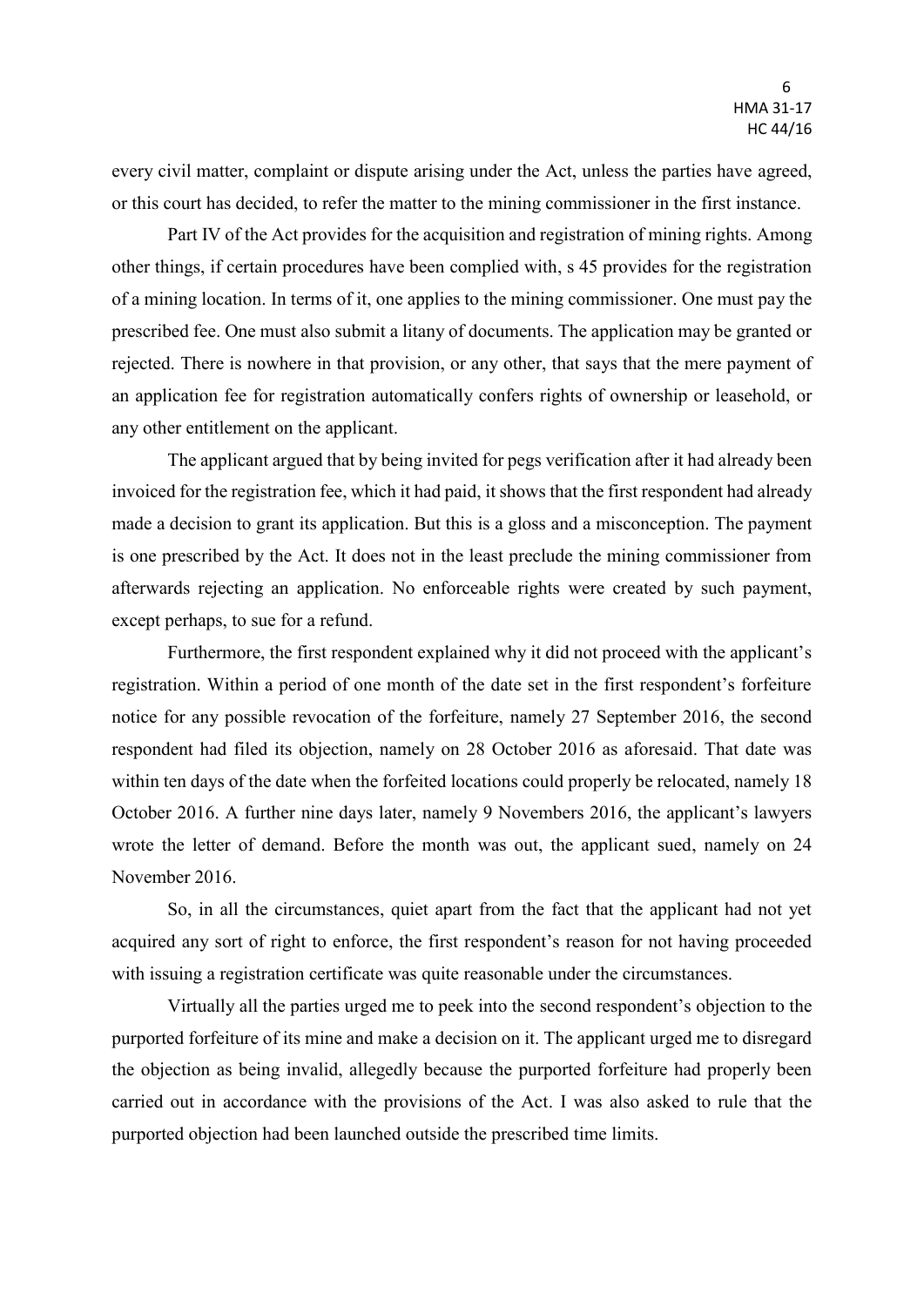every civil matter, complaint or dispute arising under the Act, unless the parties have agreed, or this court has decided, to refer the matter to the mining commissioner in the first instance.

Part IV of the Act provides for the acquisition and registration of mining rights. Among other things, if certain procedures have been complied with, s 45 provides for the registration of a mining location. In terms of it, one applies to the mining commissioner. One must pay the prescribed fee. One must also submit a litany of documents. The application may be granted or rejected. There is nowhere in that provision, or any other, that says that the mere payment of an application fee for registration automatically confers rights of ownership or leasehold, or any other entitlement on the applicant.

The applicant argued that by being invited for pegs verification after it had already been invoiced for the registration fee, which it had paid, it shows that the first respondent had already made a decision to grant its application. But this is a gloss and a misconception. The payment is one prescribed by the Act. It does not in the least preclude the mining commissioner from afterwards rejecting an application. No enforceable rights were created by such payment, except perhaps, to sue for a refund.

Furthermore, the first respondent explained why it did not proceed with the applicant's registration. Within a period of one month of the date set in the first respondent's forfeiture notice for any possible revocation of the forfeiture, namely 27 September 2016, the second respondent had filed its objection, namely on 28 October 2016 as aforesaid. That date was within ten days of the date when the forfeited locations could properly be relocated, namely 18 October 2016. A further nine days later, namely 9 Novembers 2016, the applicant's lawyers wrote the letter of demand. Before the month was out, the applicant sued, namely on 24 November 2016.

So, in all the circumstances, quiet apart from the fact that the applicant had not yet acquired any sort of right to enforce, the first respondent's reason for not having proceeded with issuing a registration certificate was quite reasonable under the circumstances.

Virtually all the parties urged me to peek into the second respondent's objection to the purported forfeiture of its mine and make a decision on it. The applicant urged me to disregard the objection as being invalid, allegedly because the purported forfeiture had properly been carried out in accordance with the provisions of the Act. I was also asked to rule that the purported objection had been launched outside the prescribed time limits.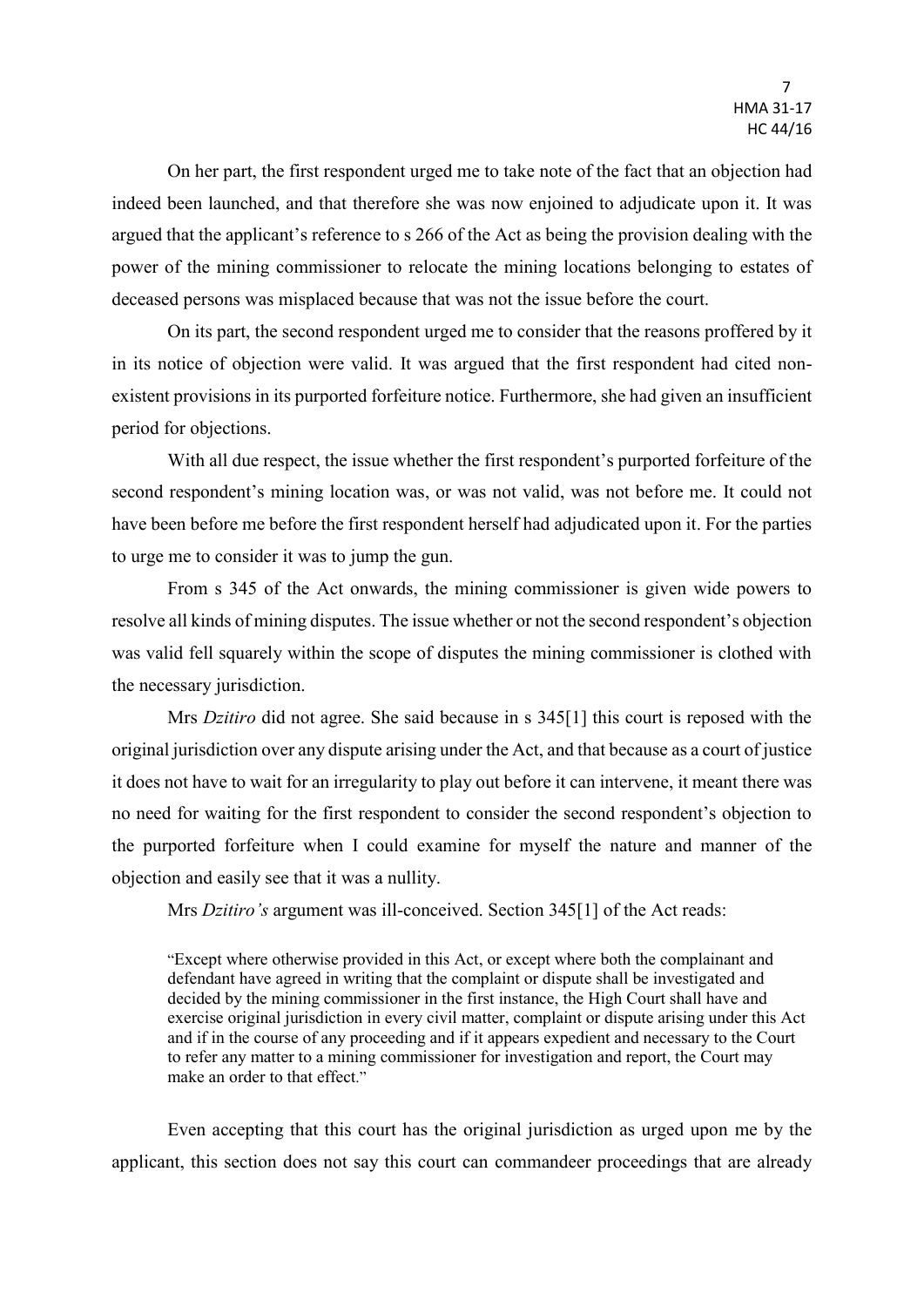On her part, the first respondent urged me to take note of the fact that an objection had indeed been launched, and that therefore she was now enjoined to adjudicate upon it. It was argued that the applicant's reference to s 266 of the Act as being the provision dealing with the power of the mining commissioner to relocate the mining locations belonging to estates of deceased persons was misplaced because that was not the issue before the court.

On its part, the second respondent urged me to consider that the reasons proffered by it in its notice of objection were valid. It was argued that the first respondent had cited non-existent provisions in its purported forfeiture notice. Furthermore, she had given an insufficient period for objections.

With all due respect, the issue whether the first respondent's purported forfeiture of the second respondent's mining location was, or was not valid, was not before me. It could not have been before me before the first respondent herself had adjudicated upon it. For the parties to urge me to consider it was to jump the gun.

From s 345 of the Act onwards, the mining commissioner is given wide powers to resolve all kinds of mining disputes. The issue whether or not the second respondent's objection was valid fell squarely within the scope of disputes the mining commissioner is clothed with the necessary jurisdiction.

Mrs *Dzitiro* did not agree. She said because in s 345[1] this court is reposed with the original jurisdiction over any dispute arising under the Act, and that because as a court of justice it does not have to wait for an irregularity to play out before it can intervene, it meant there was no need for waiting for the first respondent to consider the second respondent's objection to the purported forfeiture when I could examine for myself the nature and manner of the objection and easily see that it was a nullity.

Mrs *Dzitiro's* argument was ill-conceived. Section 345[1] of the Act reads:

> "Except where otherwise provided in this Act, or except where both the complainant and defendant have agreed in writing that the complaint or dispute shall be investigated and decided by the mining commissioner in the first instance, the High Court shall have and exercise original jurisdiction in every civil matter, complaint or dispute arising under this Act and if in the course of any proceeding and if it appears expedient and necessary to the Court to refer any matter to a mining commissioner for investigation and report, the Court may make an order to that effect."

Even accepting that this court has the original jurisdiction as urged upon me by the applicant, this section does not say this court can commandeer proceedings that are already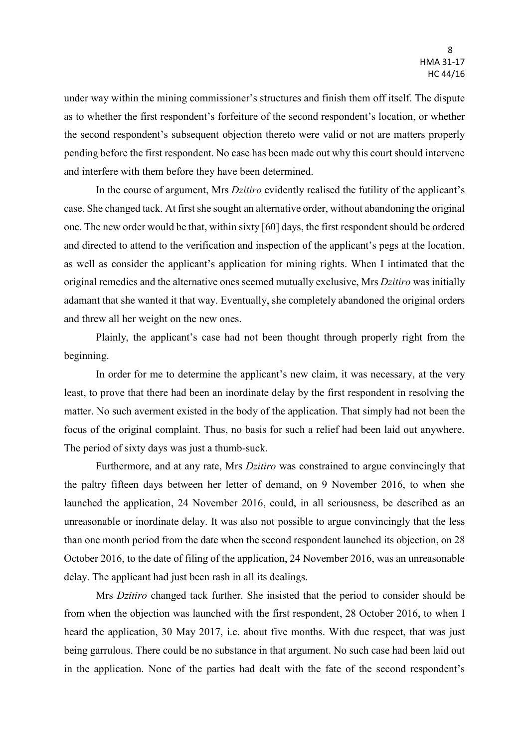under way within the mining commissioner's structures and finish them off itself. The dispute as to whether the first respondent's forfeiture of the second respondent's location, or whether the second respondent's subsequent objection thereto were valid or not are matters properly pending before the first respondent. No case has been made out why this court should intervene and interfere with them before they have been determined.

In the course of argument, Mrs *Dzitiro* evidently realised the futility of the applicant's case. She changed tack. At first she sought an alternative order, without abandoning the original one. The new order would be that, within sixty [60] days, the first respondent should be ordered and directed to attend to the verification and inspection of the applicant's pegs at the location, as well as consider the applicant's application for mining rights. When I intimated that the original remedies and the alternative ones seemed mutually exclusive, Mrs *Dzitiro* was initially adamant that she wanted it that way. Eventually, she completely abandoned the original orders and threw all her weight on the new ones.

Plainly, the applicant's case had not been thought through properly right from the beginning.

In order for me to determine the applicant's new claim, it was necessary, at the very least, to prove that there had been an inordinate delay by the first respondent in resolving the matter. No such averment existed in the body of the application. That simply had not been the focus of the original complaint. Thus, no basis for such a relief had been laid out anywhere. The period of sixty days was just a thumb-suck.

Furthermore, and at any rate, Mrs *Dzitiro* was constrained to argue convincingly that the paltry fifteen days between her letter of demand, on 9 November 2016, to when she launched the application, 24 November 2016, could, in all seriousness, be described as an unreasonable or inordinate delay. It was also not possible to argue convincingly that the less than one month period from the date when the second respondent launched its objection, on 28 October 2016, to the date of filing of the application, 24 November 2016, was an unreasonable delay. The applicant had just been rash in all its dealings.

Mrs *Dzitiro* changed tack further. She insisted that the period to consider should be from when the objection was launched with the first respondent, 28 October 2016, to when I heard the application, 30 May 2017, i.e. about five months. With due respect, that was just being garrulous. There could be no substance in that argument. No such case had been laid out in the application. None of the parties had dealt with the fate of the second respondent's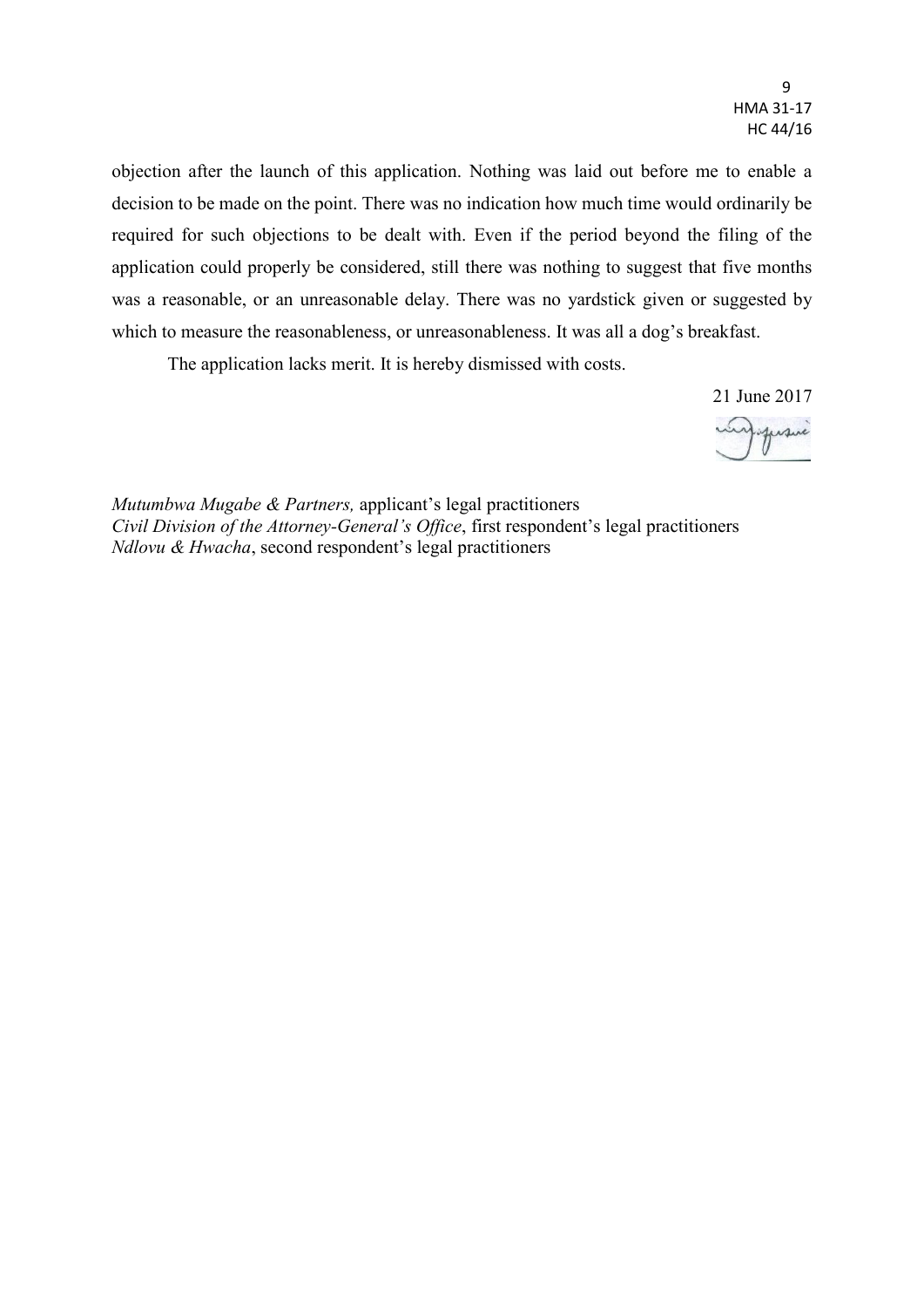objection after the launch of this application. Nothing was laid out before me to enable a decision to be made on the point. There was no indication how much time would ordinarily be required for such objections to be dealt with. Even if the period beyond the filing of the application could properly be considered, still there was nothing to suggest that five months was a reasonable, or an unreasonable delay. There was no yardstick given or suggested by which to measure the reasonableness, or unreasonableness. It was all a dog's breakfast.

The application lacks merit. It is hereby dismissed with costs.

21 June 2017

*Mutumbwa Mugabe & Partners,* applicant's legal practitioners
*Civil Division of the Attorney-General's Office*, first respondent's legal practitioners
*Ndlovu & Hwacha*, second respondent's legal practitioners